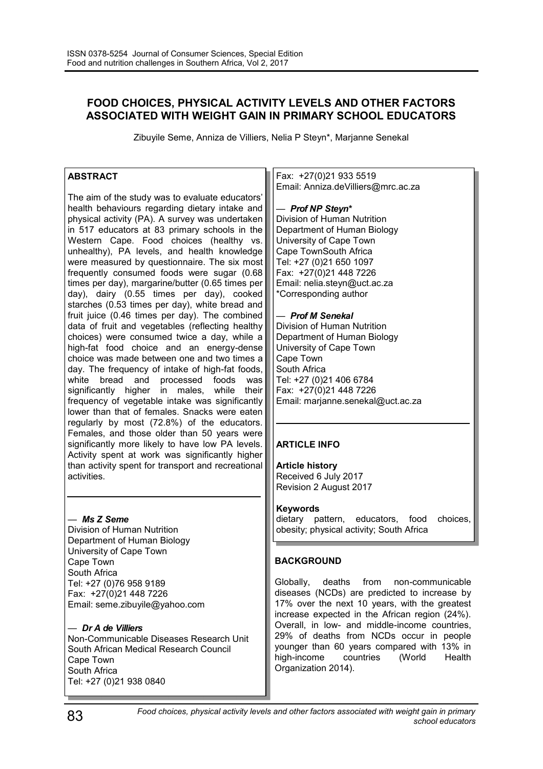# FOOD CHOICES, PHYSICAL ACTIVITY LEVELS AND OTHER FACTORS ASSOCIATED WITH WEIGHT GAIN IN PRIMARY SCHOOL EDUCATORS

Zibuyile Seme, Anniza de Villiers, Nelia P Steyn*, Marjanne Senekal

## ABSTRACT

The aim of the study was to evaluate educators' health behaviours regarding dietary intake and physical activity (PA). A survey was undertaken in 517 educators at 83 primary schools in the Western Cape. Food choices (healthy vs. unhealthy), PA levels, and health knowledge were measured by questionnaire. The six most frequently consumed foods were sugar (0.68 times per day), margarine/butter (0.65 times per day), dairy (0.55 times per day), cooked starches (0.53 times per day), white bread and fruit juice (0.46 times per day). The combined data of fruit and vegetables (reflecting healthy choices) were consumed twice a day, while a high-fat food choice and an energy-dense choice was made between one and two times a day. The frequency of intake of high-fat foods, white bread and processed foods was significantly higher in males, while their frequency of vegetable intake was significantly lower than that of females. Snacks were eaten regularly by most (72.8%) of the educators. Females, and those older than 50 years were significantly more likely to have low PA levels. Activity spent at work was significantly higher than activity spent for transport and recreational activities.

— ***Ms Z Seme***
Division of Human Nutrition
Department of Human Biology
University of Cape Town
Cape Town
South Africa
Tel: +27 (0)76 958 9189
Fax: +27(0)21 448 7226
Email: seme.zibuyile@yahoo.com

— ***Dr A de Villiers***
Non-Communicable Diseases Research Unit
South African Medical Research Council
Cape Town
South Africa
Tel: +27 (0)21 938 0840
Fax: +27(0)21 933 5519
Email: Anniza.deVilliers@mrc.ac.za

— ***Prof NP Steyn****
Division of Human Nutrition
Department of Human Biology
University of Cape Town
Cape TownSouth Africa
Tel: +27 (0)21 650 1097
Fax: +27(0)21 448 7226
Email: nelia.steyn@uct.ac.za
*Corresponding author

— ***Prof M Senekal***
Division of Human Nutrition
Department of Human Biology
University of Cape Town
Cape Town
South Africa
Tel: +27 (0)21 406 6784
Fax: +27(0)21 448 7226
Email: marjanne.senekal@uct.ac.za

## ARTICLE INFO

**Article history**
Received 6 July 2017
Revision 2 August 2017

**Keywords**
dietary pattern, educators, food choices, obesity; physical activity; South Africa

## BACKGROUND

Globally, deaths from non-communicable diseases (NCDs) are predicted to increase by 17% over the next 10 years, with the greatest increase expected in the African region (24%). Overall, in low- and middle-income countries, 29% of deaths from NCDs occur in people younger than 60 years compared with 13% in high-income countries (World Health Organization 2014).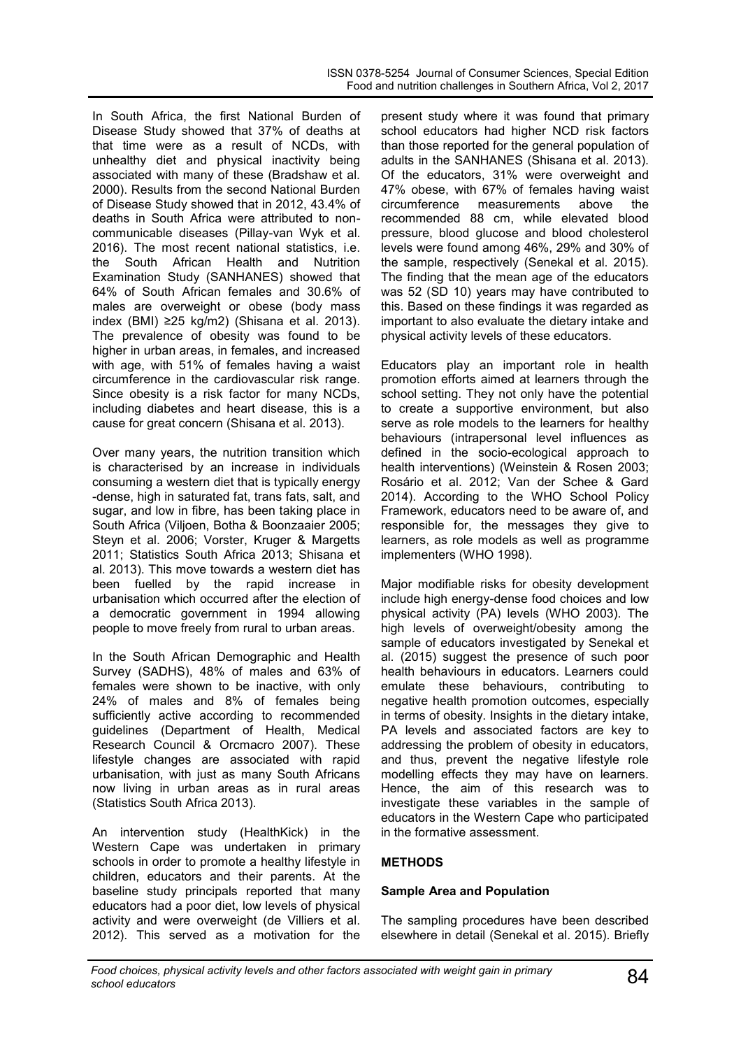In South Africa, the first National Burden of Disease Study showed that 37% of deaths at that time were as a result of NCDs, with unhealthy diet and physical inactivity being associated with many of these (Bradshaw et al. 2000). Results from the second National Burden of Disease Study showed that in 2012, 43.4% of deaths in South Africa were attributed to non-communicable diseases (Pillay-van Wyk et al. 2016). The most recent national statistics, i.e. the South African Health and Nutrition Examination Study (SANHANES) showed that 64% of South African females and 30.6% of males are overweight or obese (body mass index (BMI) ≥25 kg/m2) (Shisana et al. 2013). The prevalence of obesity was found to be higher in urban areas, in females, and increased with age, with 51% of females having a waist circumference in the cardiovascular risk range. Since obesity is a risk factor for many NCDs, including diabetes and heart disease, this is a cause for great concern (Shisana et al. 2013).

Over many years, the nutrition transition which is characterised by an increase in individuals consuming a western diet that is typically energy -dense, high in saturated fat, trans fats, salt, and sugar, and low in fibre, has been taking place in South Africa (Viljoen, Botha & Boonzaaier 2005; Steyn et al. 2006; Vorster, Kruger & Margetts 2011; Statistics South Africa 2013; Shisana et al. 2013). This move towards a western diet has been fuelled by the rapid increase in urbanisation which occurred after the election of a democratic government in 1994 allowing people to move freely from rural to urban areas.

In the South African Demographic and Health Survey (SADHS), 48% of males and 63% of females were shown to be inactive, with only 24% of males and 8% of females being sufficiently active according to recommended guidelines (Department of Health, Medical Research Council & Orcmacro 2007). These lifestyle changes are associated with rapid urbanisation, with just as many South Africans now living in urban areas as in rural areas (Statistics South Africa 2013).

An intervention study (HealthKick) in the Western Cape was undertaken in primary schools in order to promote a healthy lifestyle in children, educators and their parents. At the baseline study principals reported that many educators had a poor diet, low levels of physical activity and were overweight (de Villiers et al. 2012). This served as a motivation for the present study where it was found that primary school educators had higher NCD risk factors than those reported for the general population of adults in the SANHANES (Shisana et al. 2013). Of the educators, 31% were overweight and 47% obese, with 67% of females having waist circumference measurements above the recommended 88 cm, while elevated blood pressure, blood glucose and blood cholesterol levels were found among 46%, 29% and 30% of the sample, respectively (Senekal et al. 2015). The finding that the mean age of the educators was 52 (SD 10) years may have contributed to this. Based on these findings it was regarded as important to also evaluate the dietary intake and physical activity levels of these educators.

Educators play an important role in health promotion efforts aimed at learners through the school setting. They not only have the potential to create a supportive environment, but also serve as role models to the learners for healthy behaviours (intrapersonal level influences as defined in the socio-ecological approach to health interventions) (Weinstein & Rosen 2003; Rosário et al. 2012; Van der Schee & Gard 2014). According to the WHO School Policy Framework, educators need to be aware of, and responsible for, the messages they give to learners, as role models as well as programme implementers (WHO 1998).

Major modifiable risks for obesity development include high energy-dense food choices and low physical activity (PA) levels (WHO 2003). The high levels of overweight/obesity among the sample of educators investigated by Senekal et al. (2015) suggest the presence of such poor health behaviours in educators. Learners could emulate these behaviours, contributing to negative health promotion outcomes, especially in terms of obesity. Insights in the dietary intake, PA levels and associated factors are key to addressing the problem of obesity in educators, and thus, prevent the negative lifestyle role modelling effects they may have on learners. Hence, the aim of this research was to investigate these variables in the sample of educators in the Western Cape who participated in the formative assessment.

## METHODS

### Sample Area and Population

The sampling procedures have been described elsewhere in detail (Senekal et al. 2015). Briefly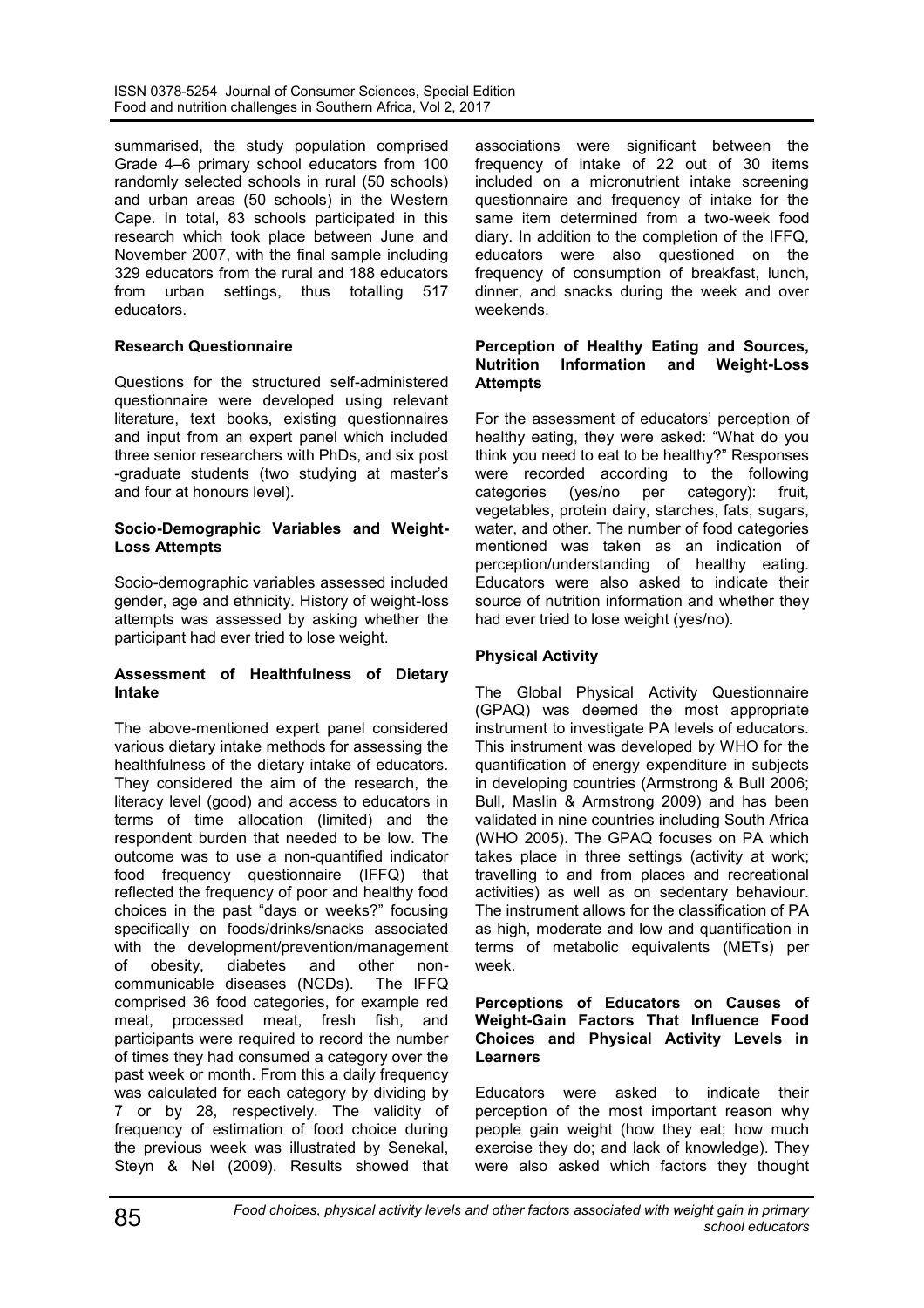summarised, the study population comprised Grade 4–6 primary school educators from 100 randomly selected schools in rural (50 schools) and urban areas (50 schools) in the Western Cape. In total, 83 schools participated in this research which took place between June and November 2007, with the final sample including 329 educators from the rural and 188 educators from urban settings, thus totalling 517 educators.

### Research Questionnaire

Questions for the structured self-administered questionnaire were developed using relevant literature, text books, existing questionnaires and input from an expert panel which included three senior researchers with PhDs, and six post-graduate students (two studying at master's and four at honours level).

### Socio-Demographic Variables and Weight-Loss Attempts

Socio-demographic variables assessed included gender, age and ethnicity. History of weight-loss attempts was assessed by asking whether the participant had ever tried to lose weight.

### Assessment of Healthfulness of Dietary Intake

The above-mentioned expert panel considered various dietary intake methods for assessing the healthfulness of the dietary intake of educators. They considered the aim of the research, the literacy level (good) and access to educators in terms of time allocation (limited) and the respondent burden that needed to be low. The outcome was to use a non-quantified indicator food frequency questionnaire (IFFQ) that reflected the frequency of poor and healthy food choices in the past "days or weeks?" focusing specifically on foods/drinks/snacks associated with the development/prevention/management of obesity, diabetes and other non-communicable diseases (NCDs). The IFFQ comprised 36 food categories, for example red meat, processed meat, fresh fish, and participants were required to record the number of times they had consumed a category over the past week or month. From this a daily frequency was calculated for each category by dividing by 7 or by 28, respectively. The validity of frequency of estimation of food choice during the previous week was illustrated by Senekal, Steyn & Nel (2009). Results showed that associations were significant between the frequency of intake of 22 out of 30 items included on a micronutrient intake screening questionnaire and frequency of intake for the same item determined from a two-week food diary. In addition to the completion of the IFFQ, educators were also questioned on the frequency of consumption of breakfast, lunch, dinner, and snacks during the week and over weekends.

### Perception of Healthy Eating and Sources, Nutrition Information and Weight-Loss Attempts

For the assessment of educators' perception of healthy eating, they were asked: "What do you think you need to eat to be healthy?" Responses were recorded according to the following categories (yes/no per category): fruit, vegetables, protein dairy, starches, fats, sugars, water, and other. The number of food categories mentioned was taken as an indication of perception/understanding of healthy eating. Educators were also asked to indicate their source of nutrition information and whether they had ever tried to lose weight (yes/no).

### Physical Activity

The Global Physical Activity Questionnaire (GPAQ) was deemed the most appropriate instrument to investigate PA levels of educators. This instrument was developed by WHO for the quantification of energy expenditure in subjects in developing countries (Armstrong & Bull 2006; Bull, Maslin & Armstrong 2009) and has been validated in nine countries including South Africa (WHO 2005). The GPAQ focuses on PA which takes place in three settings (activity at work; travelling to and from places and recreational activities) as well as on sedentary behaviour. The instrument allows for the classification of PA as high, moderate and low and quantification in terms of metabolic equivalents (METs) per week.

### Perceptions of Educators on Causes of Weight-Gain Factors That Influence Food Choices and Physical Activity Levels in Learners

Educators were asked to indicate their perception of the most important reason why people gain weight (how they eat; how much exercise they do; and lack of knowledge). They were also asked which factors they thought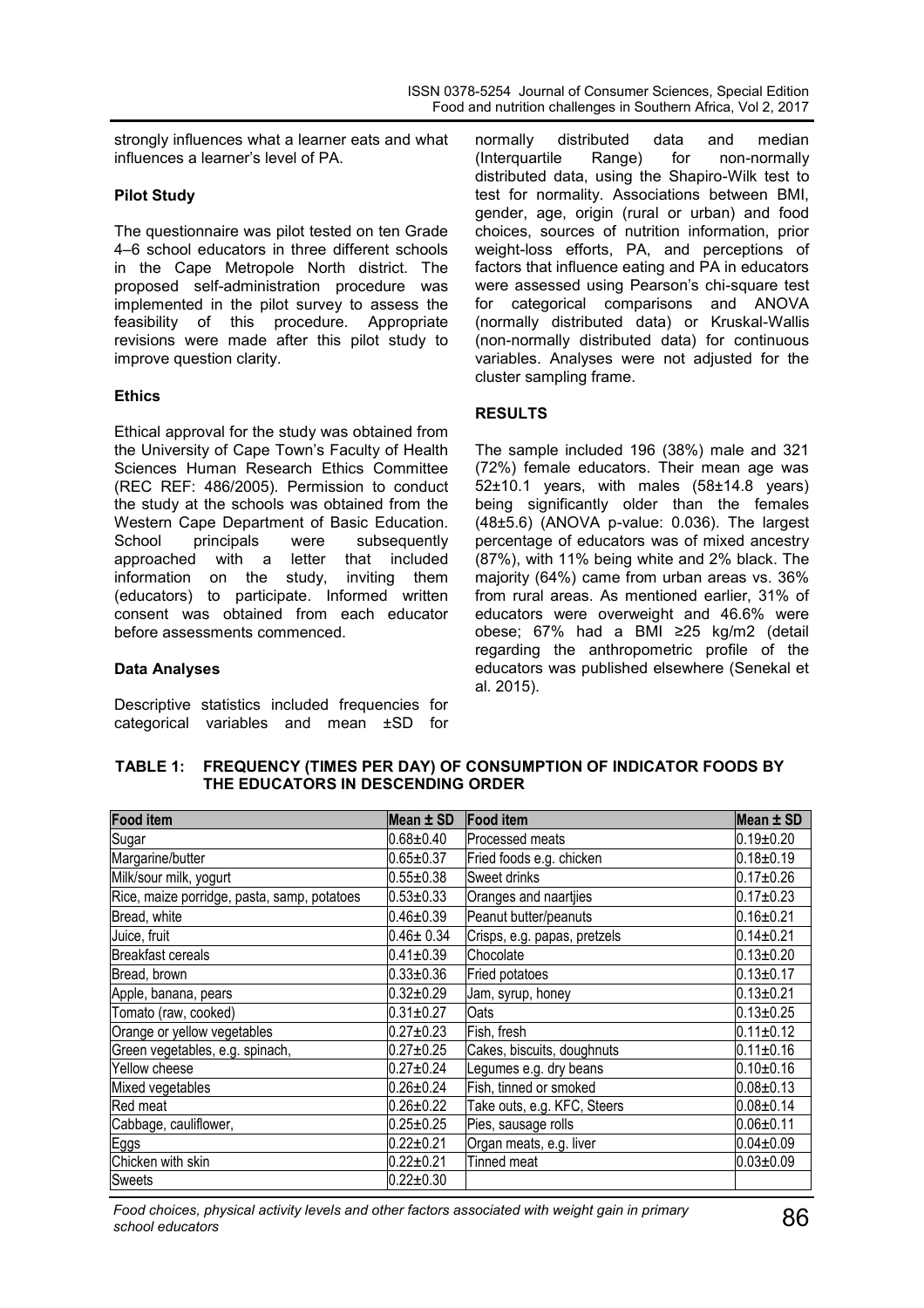strongly influences what a learner eats and what influences a learner's level of PA.

### Pilot Study

The questionnaire was pilot tested on ten Grade 4–6 school educators in three different schools in the Cape Metropole North district. The proposed self-administration procedure was implemented in the pilot survey to assess the feasibility of this procedure. Appropriate revisions were made after this pilot study to improve question clarity.

### Ethics

Ethical approval for the study was obtained from the University of Cape Town's Faculty of Health Sciences Human Research Ethics Committee (REC REF: 486/2005). Permission to conduct the study at the schools was obtained from the Western Cape Department of Basic Education. School principals were subsequently approached with a letter that included information on the study, inviting them (educators) to participate. Informed written consent was obtained from each educator before assessments commenced.

### Data Analyses

Descriptive statistics included frequencies for categorical variables and mean ±SD for normally distributed data and median (Interquartile Range) for non-normally distributed data, using the Shapiro-Wilk test to test for normality. Associations between BMI, gender, age, origin (rural or urban) and food choices, sources of nutrition information, prior weight-loss efforts, PA, and perceptions of factors that influence eating and PA in educators were assessed using Pearson's chi-square test for categorical comparisons and ANOVA (normally distributed data) or Kruskal-Wallis (non-normally distributed data) for continuous variables. Analyses were not adjusted for the cluster sampling frame.

## RESULTS

The sample included 196 (38%) male and 321 (72%) female educators. Their mean age was 52±10.1 years, with males (58±14.8 years) being significantly older than the females (48±5.6) (ANOVA p-value: 0.036). The largest percentage of educators was of mixed ancestry (87%), with 11% being white and 2% black. The majority (64%) came from urban areas vs. 36% from rural areas. As mentioned earlier, 31% of educators were overweight and 46.6% were obese; 67% had a BMI ≥25 kg/m2 (detail regarding the anthropometric profile of the educators was published elsewhere (Senekal et al. 2015).

**TABLE 1: FREQUENCY (TIMES PER DAY) OF CONSUMPTION OF INDICATOR FOODS BY THE EDUCATORS IN DESCENDING ORDER**

| Food item | Mean ± SD | Food item | Mean ± SD |
|---|---|---|---|
| Sugar | 0.68±0.40 | Processed meats | 0.19±0.20 |
| Margarine/butter | 0.65±0.37 | Fried foods e.g. chicken | 0.18±0.19 |
| Milk/sour milk, yogurt | 0.55±0.38 | Sweet drinks | 0.17±0.26 |
| Rice, maize porridge, pasta, samp, potatoes | 0.53±0.33 | Oranges and naartjies | 0.17±0.23 |
| Bread, white | 0.46±0.39 | Peanut butter/peanuts | 0.16±0.21 |
| Juice, fruit | 0.46± 0.34 | Crisps, e.g. papas, pretzels | 0.14±0.21 |
| Breakfast cereals | 0.41±0.39 | Chocolate | 0.13±0.20 |
| Bread, brown | 0.33±0.36 | Fried potatoes | 0.13±0.17 |
| Apple, banana, pears | 0.32±0.29 | Jam, syrup, honey | 0.13±0.21 |
| Tomato (raw, cooked) | 0.31±0.27 | Oats | 0.13±0.25 |
| Orange or yellow vegetables | 0.27±0.23 | Fish, fresh | 0.11±0.12 |
| Green vegetables, e.g. spinach, | 0.27±0.25 | Cakes, biscuits, doughnuts | 0.11±0.16 |
| Yellow cheese | 0.27±0.24 | Legumes e.g. dry beans | 0.10±0.16 |
| Mixed vegetables | 0.26±0.24 | Fish, tinned or smoked | 0.08±0.13 |
| Red meat | 0.26±0.22 | Take outs, e.g. KFC, Steers | 0.08±0.14 |
| Cabbage, cauliflower, | 0.25±0.25 | Pies, sausage rolls | 0.06±0.11 |
| Eggs | 0.22±0.21 | Organ meats, e.g. liver | 0.04±0.09 |
| Chicken with skin | 0.22±0.21 | Tinned meat | 0.03±0.09 |
| Sweets | 0.22±0.30 | | |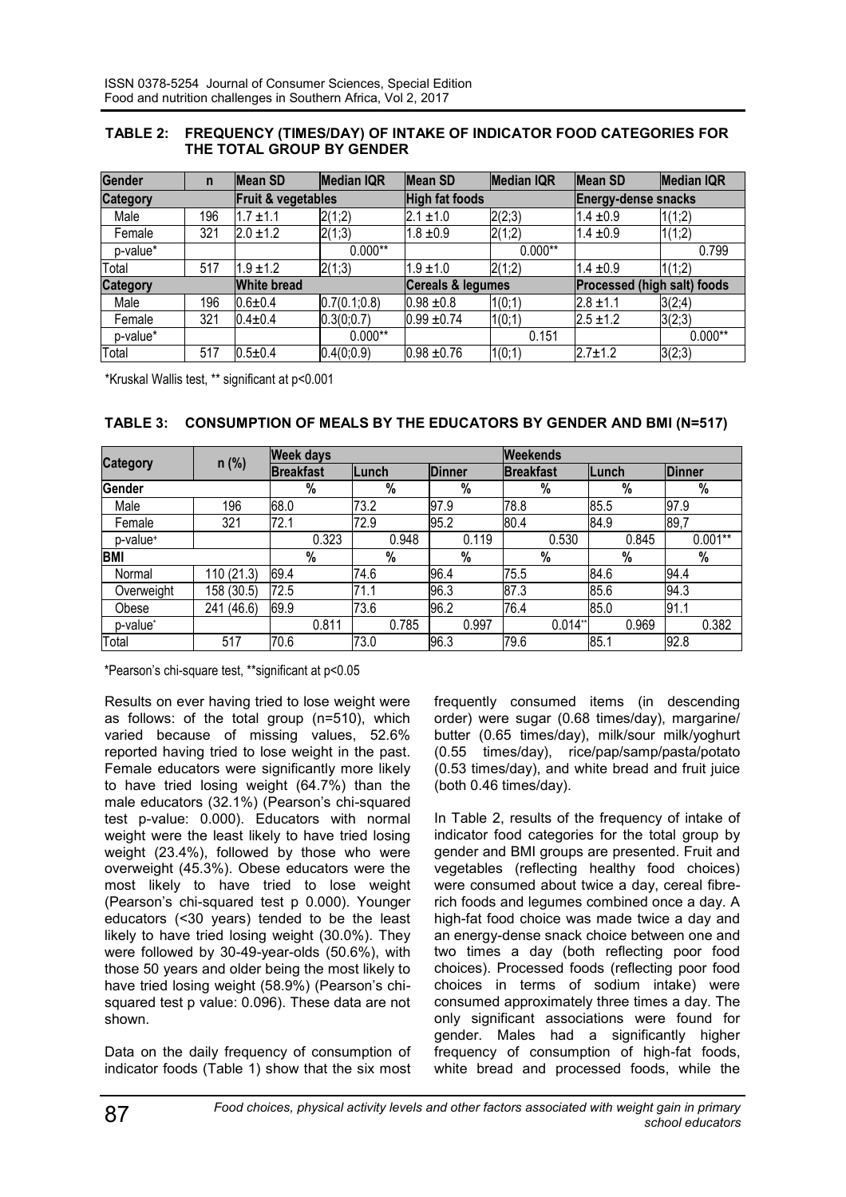**TABLE 2: FREQUENCY (TIMES/DAY) OF INTAKE OF INDICATOR FOOD CATEGORIES FOR THE TOTAL GROUP BY GENDER**

| Gender | n | Mean SD | Median IQR | Mean SD | Median IQR | Mean SD | Median IQR |
|---|---|---|---|---|---|---|---|
| **Category** | | **Fruit & vegetables** | | **High fat foods** | | **Energy-dense snacks** | |
| Male | 196 | 1.7 ±1.1 | 2(1;2) | 2.1 ±1.0 | 2(2;3) | 1.4 ±0.9 | 1(1;2) |
| Female | 321 | 2.0 ±1.2 | 2(1;3) | 1.8 ±0.9 | 2(1;2) | 1.4 ±0.9 | 1(1;2) |
| p-value* | | | 0.000** | | 0.000** | | 0.799 |
| Total | 517 | 1.9 ±1.2 | 2(1;3) | 1.9 ±1.0 | 2(1;2) | 1.4 ±0.9 | 1(1;2) |
| **Category** | | **White bread** | | **Cereals & legumes** | | **Processed (high salt) foods** | |
| Male | 196 | 0.6±0.4 | 0.7(0.1;0.8) | 0.98 ±0.8 | 1(0;1) | 2.8 ±1.1 | 3(2;4) |
| Female | 321 | 0.4±0.4 | 0.3(0;0.7) | 0.99 ±0.74 | 1(0;1) | 2.5 ±1.2 | 3(2;3) |
| p-value* | | | 0.000** | | 0.151 | | 0.000** |
| Total | 517 | 0.5±0.4 | 0.4(0;0.9) | 0.98 ±0.76 | 1(0;1) | 2.7±1.2 | 3(2;3) |

*Kruskal Wallis test, ** significant at p<0.001

**TABLE 3: CONSUMPTION OF MEALS BY THE EDUCATORS BY GENDER AND BMI (N=517)**

| Category | n (%) | Week days | | | Weekends | | |
|---|---|---|---|---|---|---|---|
| | | Breakfast | Lunch | Dinner | Breakfast | Lunch | Dinner |
| **Gender** | | % | % | % | % | % | % |
| Male | 196 | 68.0 | 73.2 | 97.9 | 78.8 | 85.5 | 97.9 |
| Female | 321 | 72.1 | 72.9 | 95.2 | 80.4 | 84.9 | 89,7 |
| p-value+ | | 0.323 | 0.948 | 0.119 | 0.530 | 0.845 | 0.001** |
| **BMI** | | % | % | % | % | % | % |
| Normal | 110 (21.3) | 69.4 | 74.6 | 96.4 | 75.5 | 84.6 | 94.4 |
| Overweight | 158 (30.5) | 72.5 | 71.1 | 96.3 | 87.3 | 85.6 | 94.3 |
| Obese | 241 (46.6) | 69.9 | 73.6 | 96.2 | 76.4 | 85.0 | 91.1 |
| p-value* | | 0.811 | 0.785 | 0.997 | 0.014** | 0.969 | 0.382 |
| Total | 517 | 70.6 | 73.0 | 96.3 | 79.6 | 85.1 | 92.8 |

*Pearson's chi-square test, **significant at p<0.05

Results on ever having tried to lose weight were as follows: of the total group (n=510), which varied because of missing values, 52.6% reported having tried to lose weight in the past. Female educators were significantly more likely to have tried losing weight (64.7%) than the male educators (32.1%) (Pearson's chi-squared test p-value: 0.000). Educators with normal weight were the least likely to have tried losing weight (23.4%), followed by those who were overweight (45.3%). Obese educators were the most likely to have tried to lose weight (Pearson's chi-squared test p 0.000). Younger educators (<30 years) tended to be the least likely to have tried losing weight (30.0%). They were followed by 30-49-year-olds (50.6%), with those 50 years and older being the most likely to have tried losing weight (58.9%) (Pearson's chi-squared test p value: 0.096). These data are not shown.

Data on the daily frequency of consumption of indicator foods (Table 1) show that the six most frequently consumed items (in descending order) were sugar (0.68 times/day), margarine/ butter (0.65 times/day), milk/sour milk/yoghurt (0.55 times/day), rice/pap/samp/pasta/potato (0.53 times/day), and white bread and fruit juice (both 0.46 times/day).

In Table 2, results of the frequency of intake of indicator food categories for the total group by gender and BMI groups are presented. Fruit and vegetables (reflecting healthy food choices) were consumed about twice a day, cereal fibre-rich foods and legumes combined once a day. A high-fat food choice was made twice a day and an energy-dense snack choice between one and two times a day (both reflecting poor food choices). Processed foods (reflecting poor food choices in terms of sodium intake) were consumed approximately three times a day. The only significant associations were found for gender. Males had a significantly higher frequency of consumption of high-fat foods, white bread and processed foods, while the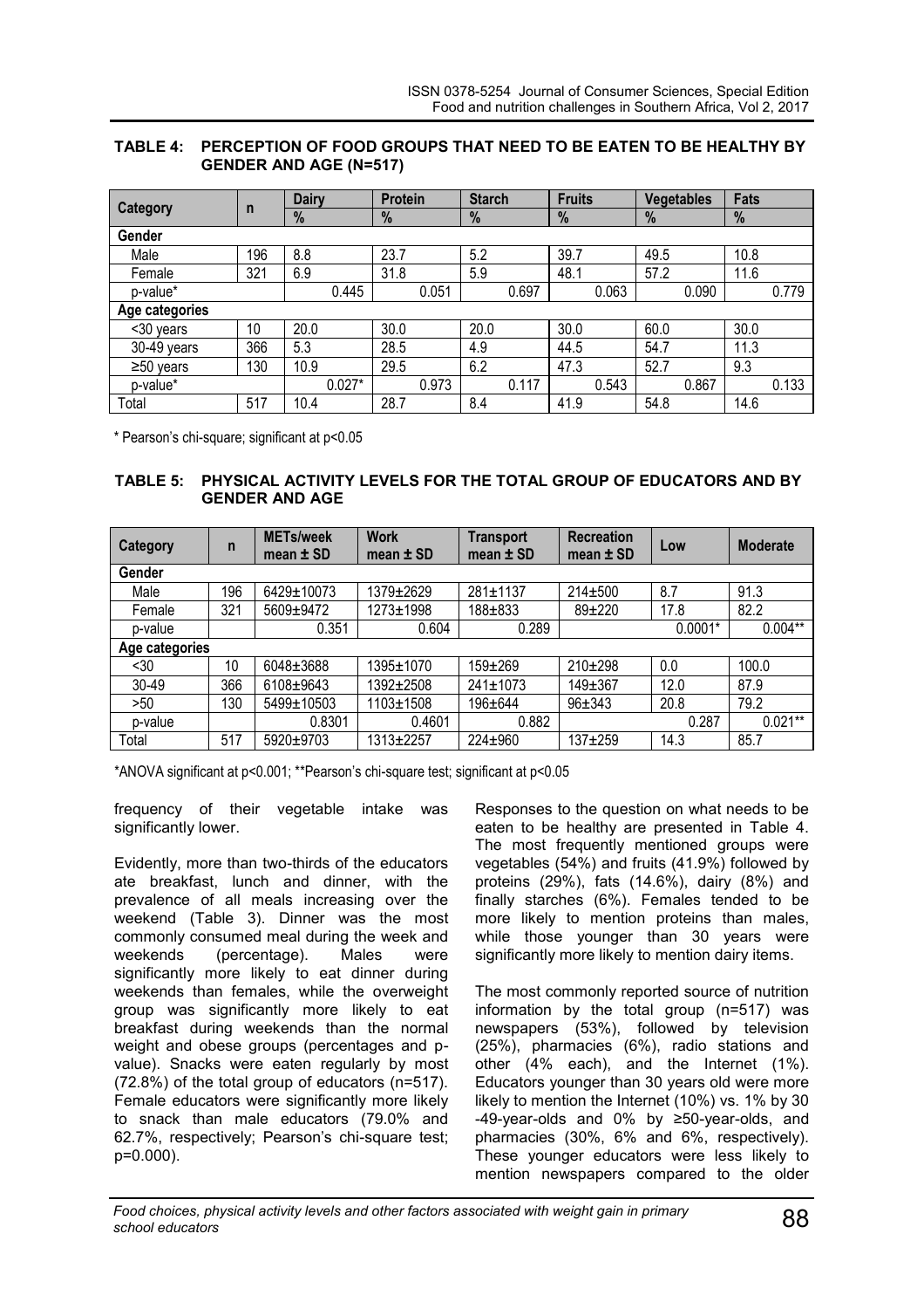**TABLE 4: PERCEPTION OF FOOD GROUPS THAT NEED TO BE EATEN TO BE HEALTHY BY GENDER AND AGE (N=517)**

| Category | n | Dairy | Protein | Starch | Fruits | Vegetables | Fats |
|---|---|---|---|---|---|---|---|
| | | % | % | % | % | % | % |
| **Gender** | | | | | | | |
| Male | 196 | 8.8 | 23.7 | 5.2 | 39.7 | 49.5 | 10.8 |
| Female | 321 | 6.9 | 31.8 | 5.9 | 48.1 | 57.2 | 11.6 |
| p-value* | | 0.445 | 0.051 | 0.697 | 0.063 | 0.090 | 0.779 |
| **Age categories** | | | | | | | |
| <30 years | 10 | 20.0 | 30.0 | 20.0 | 30.0 | 60.0 | 30.0 |
| 30-49 years | 366 | 5.3 | 28.5 | 4.9 | 44.5 | 54.7 | 11.3 |
| ≥50 years | 130 | 10.9 | 29.5 | 6.2 | 47.3 | 52.7 | 9.3 |
| p-value* | | 0.027* | 0.973 | 0.117 | 0.543 | 0.867 | 0.133 |
| Total | 517 | 10.4 | 28.7 | 8.4 | 41.9 | 54.8 | 14.6 |

\* Pearson's chi-square; significant at p<0.05

**TABLE 5: PHYSICAL ACTIVITY LEVELS FOR THE TOTAL GROUP OF EDUCATORS AND BY GENDER AND AGE**

| Category | n | METs/week mean ± SD | Work mean ± SD | Transport mean ± SD | Recreation mean ± SD | Low | Moderate |
|---|---|---|---|---|---|---|---|
| **Gender** | | | | | | | |
| Male | 196 | 6429±10073 | 1379±2629 | 281±1137 | 214±500 | 8.7 | 91.3 |
| Female | 321 | 5609±9472 | 1273±1998 | 188±833 | 89±220 | 17.8 | 82.2 |
| p-value | | 0.351 | 0.604 | 0.289 | | 0.0001* | 0.004** |
| **Age categories** | | | | | | | |
| <30 | 10 | 6048±3688 | 1395±1070 | 159±269 | 210±298 | 0.0 | 100.0 |
| 30-49 | 366 | 6108±9643 | 1392±2508 | 241±1073 | 149±367 | 12.0 | 87.9 |
| >50 | 130 | 5499±10503 | 1103±1508 | 196±644 | 96±343 | 20.8 | 79.2 |
| p-value | | 0.8301 | 0.4601 | 0.882 | | 0.287 | 0.021** |
| Total | 517 | 5920±9703 | 1313±2257 | 224±960 | 137±259 | 14.3 | 85.7 |

\*ANOVA significant at p<0.001; \*\*Pearson's chi-square test; significant at p<0.05

frequency of their vegetable intake was significantly lower.

Evidently, more than two-thirds of the educators ate breakfast, lunch and dinner, with the prevalence of all meals increasing over the weekend (Table 3). Dinner was the most commonly consumed meal during the week and weekends (percentage). Males were significantly more likely to eat dinner during weekends than females, while the overweight group was significantly more likely to eat breakfast during weekends than the normal weight and obese groups (percentages and p-value). Snacks were eaten regularly by most (72.8%) of the total group of educators (n=517). Female educators were significantly more likely to snack than male educators (79.0% and 62.7%, respectively; Pearson's chi-square test; p=0.000).

Responses to the question on what needs to be eaten to be healthy are presented in Table 4. The most frequently mentioned groups were vegetables (54%) and fruits (41.9%) followed by proteins (29%), fats (14.6%), dairy (8%) and finally starches (6%). Females tended to be more likely to mention proteins than males, while those younger than 30 years were significantly more likely to mention dairy items.

The most commonly reported source of nutrition information by the total group (n=517) was newspapers (53%), followed by television (25%), pharmacies (6%), radio stations and other (4% each), and the Internet (1%). Educators younger than 30 years old were more likely to mention the Internet (10%) vs. 1% by 30 -49-year-olds and 0% by ≥50-year-olds, and pharmacies (30%, 6% and 6%, respectively). These younger educators were less likely to mention newspapers compared to the older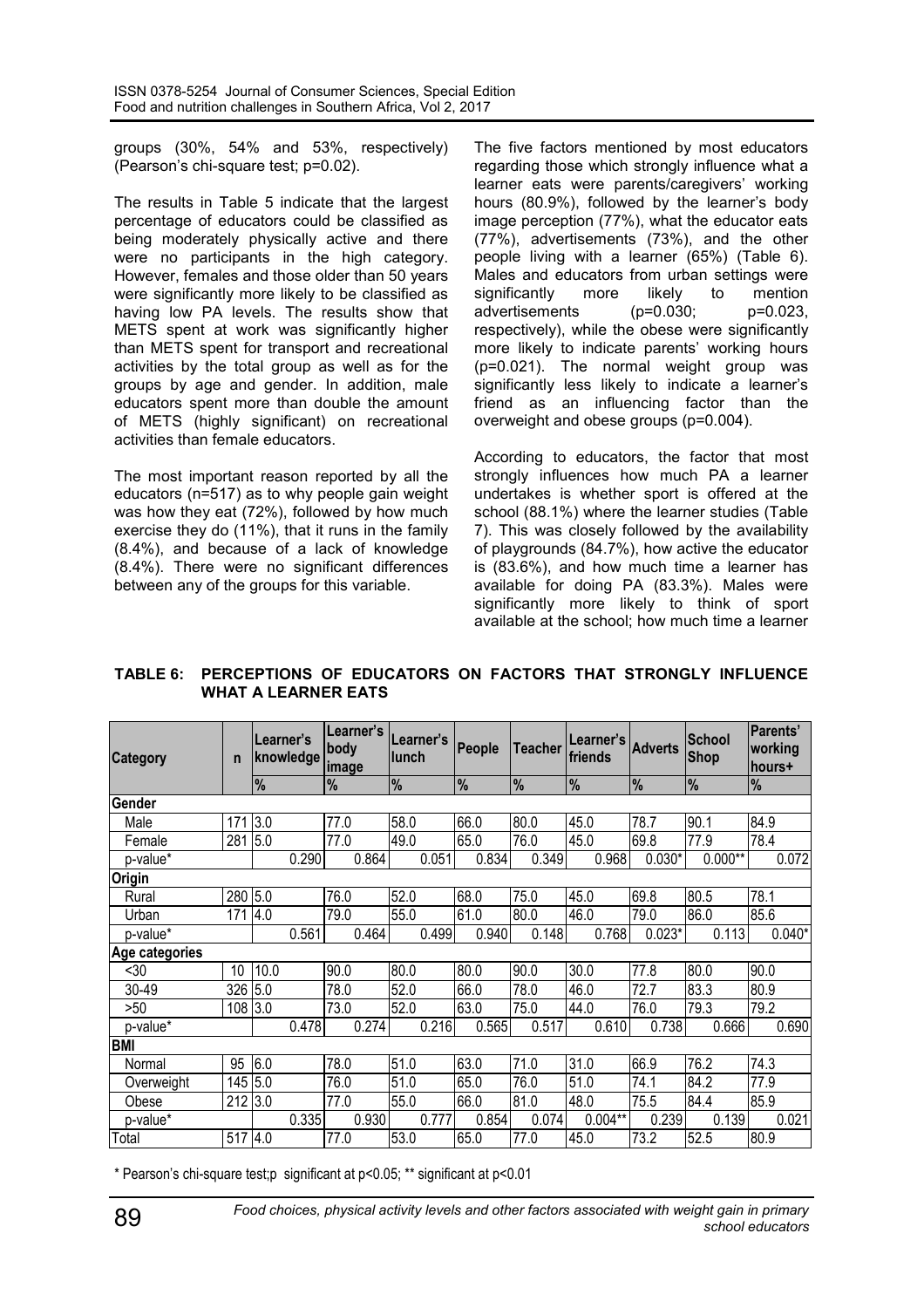groups (30%, 54% and 53%, respectively) (Pearson's chi-square test; p=0.02).

The results in Table 5 indicate that the largest percentage of educators could be classified as being moderately physically active and there were no participants in the high category. However, females and those older than 50 years were significantly more likely to be classified as having low PA levels. The results show that METS spent at work was significantly higher than METS spent for transport and recreational activities by the total group as well as for the groups by age and gender. In addition, male educators spent more than double the amount of METS (highly significant) on recreational activities than female educators.

The most important reason reported by all the educators (n=517) as to why people gain weight was how they eat (72%), followed by how much exercise they do (11%), that it runs in the family (8.4%), and because of a lack of knowledge (8.4%). There were no significant differences between any of the groups for this variable.

The five factors mentioned by most educators regarding those which strongly influence what a learner eats were parents/caregivers' working hours (80.9%), followed by the learner's body image perception (77%), what the educator eats (77%), advertisements (73%), and the other people living with a learner (65%) (Table 6). Males and educators from urban settings were significantly more likely to mention advertisements (p=0.030; p=0.023, respectively), while the obese were significantly more likely to indicate parents' working hours (p=0.021). The normal weight group was significantly less likely to indicate a learner's friend as an influencing factor than the overweight and obese groups (p=0.004).

According to educators, the factor that most strongly influences how much PA a learner undertakes is whether sport is offered at the school (88.1%) where the learner studies (Table 7). This was closely followed by the availability of playgrounds (84.7%), how active the educator is (83.6%), and how much time a learner has available for doing PA (83.3%). Males were significantly more likely to think of sport available at the school; how much time a learner

**TABLE 6: PERCEPTIONS OF EDUCATORS ON FACTORS THAT STRONGLY INFLUENCE WHAT A LEARNER EATS**

| Category | n | Learner's knowledge | Learner's body image | Learner's lunch | People | Teacher | Learner's friends | Adverts | School Shop | Parents' working hours+ |
|---|---|---|---|---|---|---|---|---|---|---|
| | | % | % | % | % | % | % | % | % | % |
| **Gender** | | | | | | | | | | |
| Male | 171 | 3.0 | 77.0 | 58.0 | 66.0 | 80.0 | 45.0 | 78.7 | 90.1 | 84.9 |
| Female | 281 | 5.0 | 77.0 | 49.0 | 65.0 | 76.0 | 45.0 | 69.8 | 77.9 | 78.4 |
| p-value* | | 0.290 | 0.864 | 0.051 | 0.834 | 0.349 | 0.968 | 0.030* | 0.000** | 0.072 |
| **Origin** | | | | | | | | | | |
| Rural | 280 | 5.0 | 76.0 | 52.0 | 68.0 | 75.0 | 45.0 | 69.8 | 80.5 | 78.1 |
| Urban | 171 | 4.0 | 79.0 | 55.0 | 61.0 | 80.0 | 46.0 | 79.0 | 86.0 | 85.6 |
| p-value* | | 0.561 | 0.464 | 0.499 | 0.940 | 0.148 | 0.768 | 0.023* | 0.113 | 0.040* |
| **Age categories** | | | | | | | | | | |
| <30 | 10 | 10.0 | 90.0 | 80.0 | 80.0 | 90.0 | 30.0 | 77.8 | 80.0 | 90.0 |
| 30-49 | 326 | 5.0 | 78.0 | 52.0 | 66.0 | 78.0 | 46.0 | 72.7 | 83.3 | 80.9 |
| >50 | 108 | 3.0 | 73.0 | 52.0 | 63.0 | 75.0 | 44.0 | 76.0 | 79.3 | 79.2 |
| p-value* | | 0.478 | 0.274 | 0.216 | 0.565 | 0.517 | 0.610 | 0.738 | 0.666 | 0.690 |
| **BMI** | | | | | | | | | | |
| Normal | 95 | 6.0 | 78.0 | 51.0 | 63.0 | 71.0 | 31.0 | 66.9 | 76.2 | 74.3 |
| Overweight | 145 | 5.0 | 76.0 | 51.0 | 65.0 | 76.0 | 51.0 | 74.1 | 84.2 | 77.9 |
| Obese | 212 | 3.0 | 77.0 | 55.0 | 66.0 | 81.0 | 48.0 | 75.5 | 84.4 | 85.9 |
| p-value* | | 0.335 | 0.930 | 0.777 | 0.854 | 0.074 | 0.004** | 0.239 | 0.139 | 0.021 |
| Total | 517 | 4.0 | 77.0 | 53.0 | 65.0 | 77.0 | 45.0 | 73.2 | 52.5 | 80.9 |

\* Pearson's chi-square test;p significant at p<0.05; ** significant at p<0.01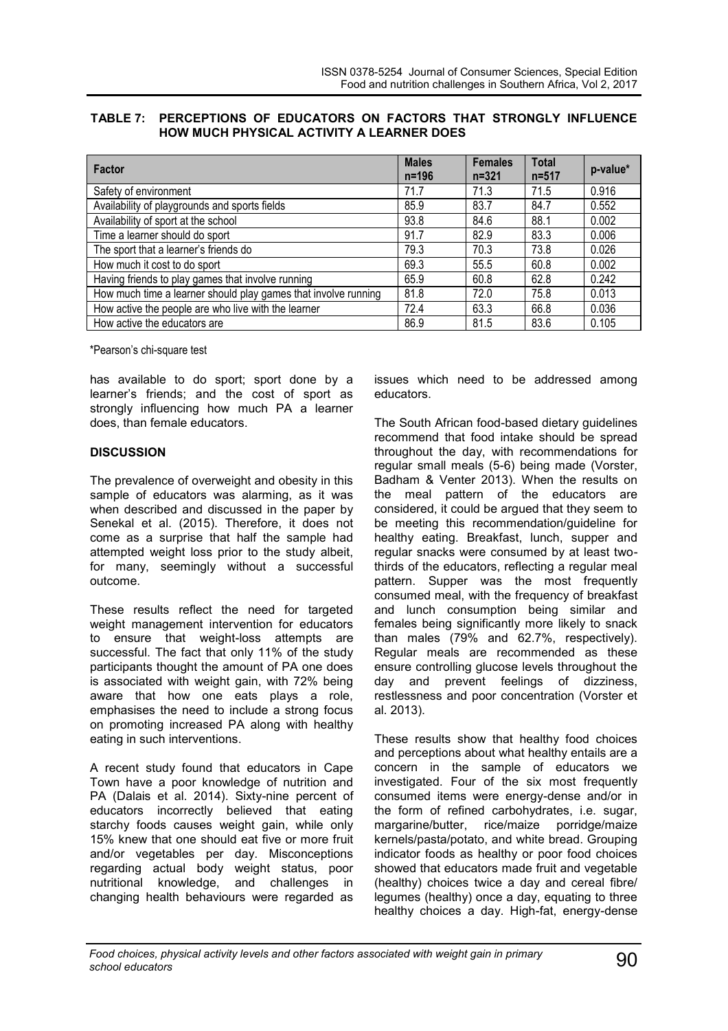**TABLE 7: PERCEPTIONS OF EDUCATORS ON FACTORS THAT STRONGLY INFLUENCE HOW MUCH PHYSICAL ACTIVITY A LEARNER DOES**

| Factor | Males n=196 | Females n=321 | Total n=517 | p-value* |
|---|---|---|---|---|
| Safety of environment | 71.7 | 71.3 | 71.5 | 0.916 |
| Availability of playgrounds and sports fields | 85.9 | 83.7 | 84.7 | 0.552 |
| Availability of sport at the school | 93.8 | 84.6 | 88.1 | 0.002 |
| Time a learner should do sport | 91.7 | 82.9 | 83.3 | 0.006 |
| The sport that a learner's friends do | 79.3 | 70.3 | 73.8 | 0.026 |
| How much it cost to do sport | 69.3 | 55.5 | 60.8 | 0.002 |
| Having friends to play games that involve running | 65.9 | 60.8 | 62.8 | 0.242 |
| How much time a learner should play games that involve running | 81.8 | 72.0 | 75.8 | 0.013 |
| How active the people are who live with the learner | 72.4 | 63.3 | 66.8 | 0.036 |
| How active the educators are | 86.9 | 81.5 | 83.6 | 0.105 |

*Pearson's chi-square test

has available to do sport; sport done by a learner's friends; and the cost of sport as strongly influencing how much PA a learner does, than female educators.

## DISCUSSION

The prevalence of overweight and obesity in this sample of educators was alarming, as it was when described and discussed in the paper by Senekal et al. (2015). Therefore, it does not come as a surprise that half the sample had attempted weight loss prior to the study albeit, for many, seemingly without a successful outcome.

These results reflect the need for targeted weight management intervention for educators to ensure that weight-loss attempts are successful. The fact that only 11% of the study participants thought the amount of PA one does is associated with weight gain, with 72% being aware that how one eats plays a role, emphasises the need to include a strong focus on promoting increased PA along with healthy eating in such interventions.

A recent study found that educators in Cape Town have a poor knowledge of nutrition and PA (Dalais et al. 2014). Sixty-nine percent of educators incorrectly believed that eating starchy foods causes weight gain, while only 15% knew that one should eat five or more fruit and/or vegetables per day. Misconceptions regarding actual body weight status, poor nutritional knowledge, and challenges in changing health behaviours were regarded as issues which need to be addressed among educators.

The South African food-based dietary guidelines recommend that food intake should be spread throughout the day, with recommendations for regular small meals (5-6) being made (Vorster, Badham & Venter 2013). When the results on the meal pattern of the educators are considered, it could be argued that they seem to be meeting this recommendation/guideline for healthy eating. Breakfast, lunch, supper and regular snacks were consumed by at least two-thirds of the educators, reflecting a regular meal pattern. Supper was the most frequently consumed meal, with the frequency of breakfast and lunch consumption being similar and females being significantly more likely to snack than males (79% and 62.7%, respectively). Regular meals are recommended as these ensure controlling glucose levels throughout the day and prevent feelings of dizziness, restlessness and poor concentration (Vorster et al. 2013).

These results show that healthy food choices and perceptions about what healthy entails are a concern in the sample of educators we investigated. Four of the six most frequently consumed items were energy-dense and/or in the form of refined carbohydrates, i.e. sugar, margarine/butter, rice/maize porridge/maize kernels/pasta/potato, and white bread. Grouping indicator foods as healthy or poor food choices showed that educators made fruit and vegetable (healthy) choices twice a day and cereal fibre/legumes (healthy) once a day, equating to three healthy choices a day. High-fat, energy-dense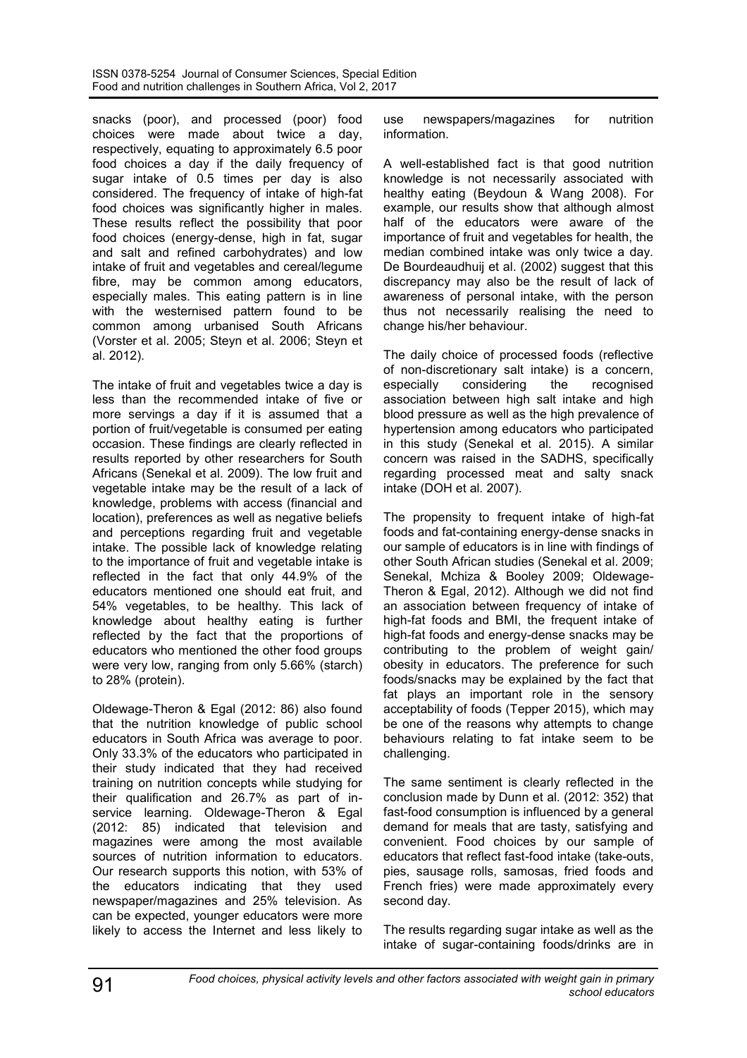snacks (poor), and processed (poor) food choices were made about twice a day, respectively, equating to approximately 6.5 poor food choices a day if the daily frequency of sugar intake of 0.5 times per day is also considered. The frequency of intake of high-fat food choices was significantly higher in males. These results reflect the possibility that poor food choices (energy-dense, high in fat, sugar and salt and refined carbohydrates) and low intake of fruit and vegetables and cereal/legume fibre, may be common among educators, especially males. This eating pattern is in line with the westernised pattern found to be common among urbanised South Africans (Vorster et al. 2005; Steyn et al. 2006; Steyn et al. 2012).

The intake of fruit and vegetables twice a day is less than the recommended intake of five or more servings a day if it is assumed that a portion of fruit/vegetable is consumed per eating occasion. These findings are clearly reflected in results reported by other researchers for South Africans (Senekal et al. 2009). The low fruit and vegetable intake may be the result of a lack of knowledge, problems with access (financial and location), preferences as well as negative beliefs and perceptions regarding fruit and vegetable intake. The possible lack of knowledge relating to the importance of fruit and vegetable intake is reflected in the fact that only 44.9% of the educators mentioned one should eat fruit, and 54% vegetables, to be healthy. This lack of knowledge about healthy eating is further reflected by the fact that the proportions of educators who mentioned the other food groups were very low, ranging from only 5.66% (starch) to 28% (protein).

Oldewage-Theron & Egal (2012: 86) also found that the nutrition knowledge of public school educators in South Africa was average to poor. Only 33.3% of the educators who participated in their study indicated that they had received training on nutrition concepts while studying for their qualification and 26.7% as part of in-service learning. Oldewage-Theron & Egal (2012: 85) indicated that television and magazines were among the most available sources of nutrition information to educators. Our research supports this notion, with 53% of the educators indicating that they used newspaper/magazines and 25% television. As can be expected, younger educators were more likely to access the Internet and less likely to use newspapers/magazines for nutrition information.

A well-established fact is that good nutrition knowledge is not necessarily associated with healthy eating (Beydoun & Wang 2008). For example, our results show that although almost half of the educators were aware of the importance of fruit and vegetables for health, the median combined intake was only twice a day. De Bourdeaudhuij et al. (2002) suggest that this discrepancy may also be the result of lack of awareness of personal intake, with the person thus not necessarily realising the need to change his/her behaviour.

The daily choice of processed foods (reflective of non-discretionary salt intake) is a concern, especially considering the recognised association between high salt intake and high blood pressure as well as the high prevalence of hypertension among educators who participated in this study (Senekal et al. 2015). A similar concern was raised in the SADHS, specifically regarding processed meat and salty snack intake (DOH et al. 2007).

The propensity to frequent intake of high-fat foods and fat-containing energy-dense snacks in our sample of educators is in line with findings of other South African studies (Senekal et al. 2009; Senekal, Mchiza & Booley 2009; Oldewage-Theron & Egal, 2012). Although we did not find an association between frequency of intake of high-fat foods and BMI, the frequent intake of high-fat foods and energy-dense snacks may be contributing to the problem of weight gain/ obesity in educators. The preference for such foods/snacks may be explained by the fact that fat plays an important role in the sensory acceptability of foods (Tepper 2015), which may be one of the reasons why attempts to change behaviours relating to fat intake seem to be challenging.

The same sentiment is clearly reflected in the conclusion made by Dunn et al. (2012: 352) that fast-food consumption is influenced by a general demand for meals that are tasty, satisfying and convenient. Food choices by our sample of educators that reflect fast-food intake (take-outs, pies, sausage rolls, samosas, fried foods and French fries) were made approximately every second day.

The results regarding sugar intake as well as the intake of sugar-containing foods/drinks are in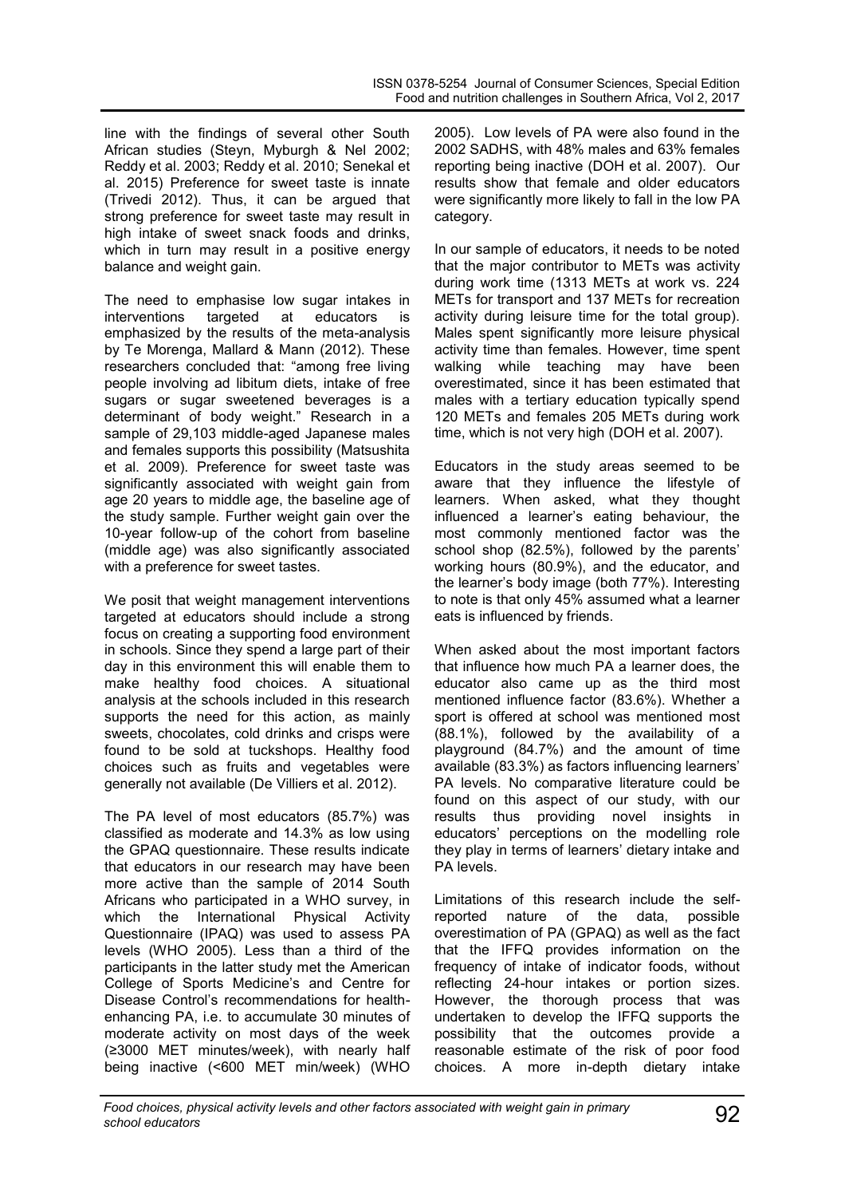line with the findings of several other South African studies (Steyn, Myburgh & Nel 2002; Reddy et al. 2003; Reddy et al. 2010; Senekal et al. 2015) Preference for sweet taste is innate (Trivedi 2012). Thus, it can be argued that strong preference for sweet taste may result in high intake of sweet snack foods and drinks, which in turn may result in a positive energy balance and weight gain.

The need to emphasise low sugar intakes in interventions targeted at educators is emphasized by the results of the meta-analysis by Te Morenga, Mallard & Mann (2012). These researchers concluded that: "among free living people involving ad libitum diets, intake of free sugars or sugar sweetened beverages is a determinant of body weight." Research in a sample of 29,103 middle-aged Japanese males and females supports this possibility (Matsushita et al. 2009). Preference for sweet taste was significantly associated with weight gain from age 20 years to middle age, the baseline age of the study sample. Further weight gain over the 10-year follow-up of the cohort from baseline (middle age) was also significantly associated with a preference for sweet tastes.

We posit that weight management interventions targeted at educators should include a strong focus on creating a supporting food environment in schools. Since they spend a large part of their day in this environment this will enable them to make healthy food choices. A situational analysis at the schools included in this research supports the need for this action, as mainly sweets, chocolates, cold drinks and crisps were found to be sold at tuckshops. Healthy food choices such as fruits and vegetables were generally not available (De Villiers et al. 2012).

The PA level of most educators (85.7%) was classified as moderate and 14.3% as low using the GPAQ questionnaire. These results indicate that educators in our research may have been more active than the sample of 2014 South Africans who participated in a WHO survey, in which the International Physical Activity Questionnaire (IPAQ) was used to assess PA levels (WHO 2005). Less than a third of the participants in the latter study met the American College of Sports Medicine's and Centre for Disease Control's recommendations for health-enhancing PA, i.e. to accumulate 30 minutes of moderate activity on most days of the week (≥3000 MET minutes/week), with nearly half being inactive (<600 MET min/week) (WHO 2005). Low levels of PA were also found in the 2002 SADHS, with 48% males and 63% females reporting being inactive (DOH et al. 2007). Our results show that female and older educators were significantly more likely to fall in the low PA category.

In our sample of educators, it needs to be noted that the major contributor to METs was activity during work time (1313 METs at work vs. 224 METs for transport and 137 METs for recreation activity during leisure time for the total group). Males spent significantly more leisure physical activity time than females. However, time spent walking while teaching may have been overestimated, since it has been estimated that males with a tertiary education typically spend 120 METs and females 205 METs during work time, which is not very high (DOH et al. 2007).

Educators in the study areas seemed to be aware that they influence the lifestyle of learners. When asked, what they thought influenced a learner's eating behaviour, the most commonly mentioned factor was the school shop (82.5%), followed by the parents' working hours (80.9%), and the educator, and the learner's body image (both 77%). Interesting to note is that only 45% assumed what a learner eats is influenced by friends.

When asked about the most important factors that influence how much PA a learner does, the educator also came up as the third most mentioned influence factor (83.6%). Whether a sport is offered at school was mentioned most (88.1%), followed by the availability of a playground (84.7%) and the amount of time available (83.3%) as factors influencing learners' PA levels. No comparative literature could be found on this aspect of our study, with our results thus providing novel insights in educators' perceptions on the modelling role they play in terms of learners' dietary intake and PA levels.

Limitations of this research include the self-reported nature of the data, possible overestimation of PA (GPAQ) as well as the fact that the IFFQ provides information on the frequency of intake of indicator foods, without reflecting 24-hour intakes or portion sizes. However, the thorough process that was undertaken to develop the IFFQ supports the possibility that the outcomes provide a reasonable estimate of the risk of poor food choices. A more in-depth dietary intake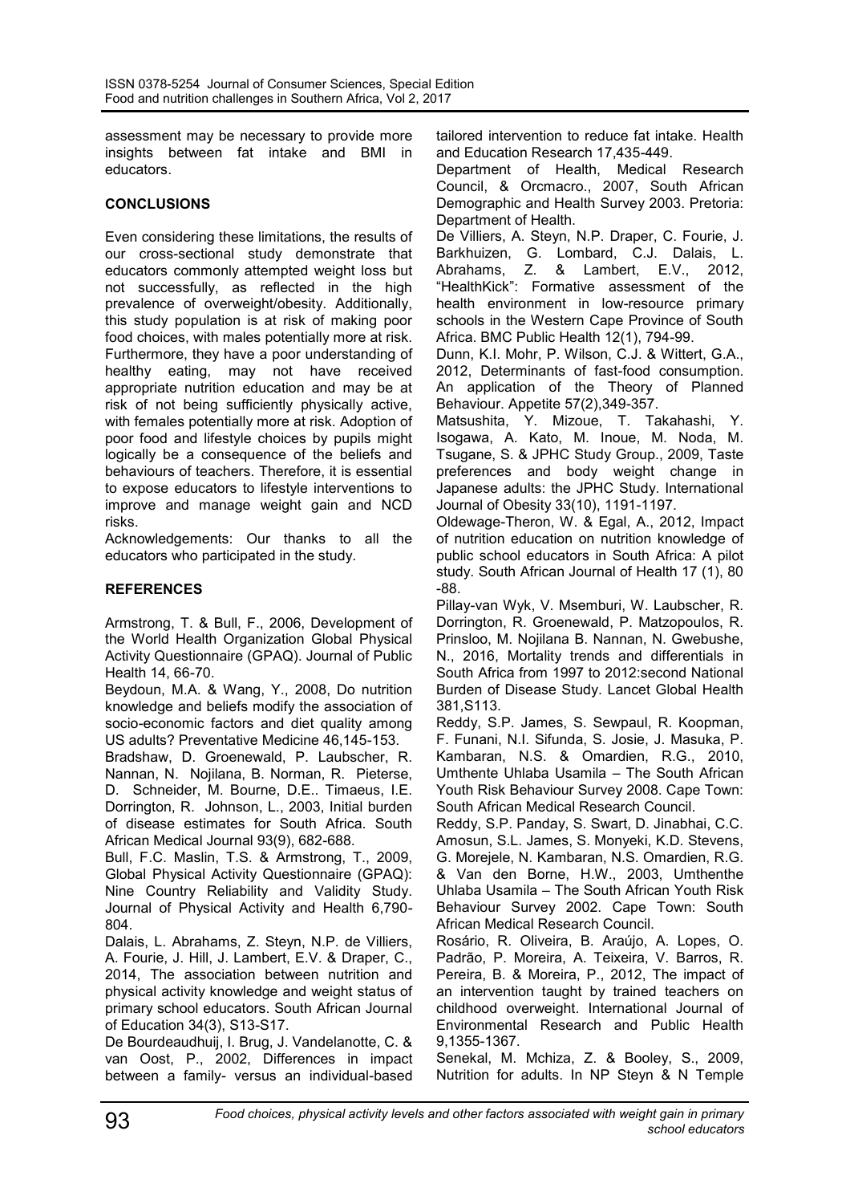assessment may be necessary to provide more insights between fat intake and BMI in educators.

## CONCLUSIONS

Even considering these limitations, the results of our cross-sectional study demonstrate that educators commonly attempted weight loss but not successfully, as reflected in the high prevalence of overweight/obesity. Additionally, this study population is at risk of making poor food choices, with males potentially more at risk. Furthermore, they have a poor understanding of healthy eating, may not have received appropriate nutrition education and may be at risk of not being sufficiently physically active, with females potentially more at risk. Adoption of poor food and lifestyle choices by pupils might logically be a consequence of the beliefs and behaviours of teachers. Therefore, it is essential to expose educators to lifestyle interventions to improve and manage weight gain and NCD risks.

Acknowledgements: Our thanks to all the educators who participated in the study.

## REFERENCES

Armstrong, T. & Bull, F., 2006, Development of the World Health Organization Global Physical Activity Questionnaire (GPAQ). Journal of Public Health 14, 66-70.

Beydoun, M.A. & Wang, Y., 2008, Do nutrition knowledge and beliefs modify the association of socio-economic factors and diet quality among US adults? Preventative Medicine 46,145-153.

Bradshaw, D. Groenewald, P. Laubscher, R. Nannan, N. Nojilana, B. Norman, R. Pieterse, D. Schneider, M. Bourne, D.E.. Timaeus, I.E. Dorrington, R. Johnson, L., 2003, Initial burden of disease estimates for South Africa. South African Medical Journal 93(9), 682-688.

Bull, F.C. Maslin, T.S. & Armstrong, T., 2009, Global Physical Activity Questionnaire (GPAQ): Nine Country Reliability and Validity Study. Journal of Physical Activity and Health 6,790-804.

Dalais, L. Abrahams, Z. Steyn, N.P. de Villiers, A. Fourie, J. Hill, J. Lambert, E.V. & Draper, C., 2014, The association between nutrition and physical activity knowledge and weight status of primary school educators. South African Journal of Education 34(3), S13-S17.

De Bourdeaudhuij, I. Brug, J. Vandelanotte, C. & van Oost, P., 2002, Differences in impact between a family- versus an individual-based tailored intervention to reduce fat intake. Health and Education Research 17,435-449.

Department of Health, Medical Research Council, & Orcmacro., 2007, South African Demographic and Health Survey 2003. Pretoria: Department of Health.

De Villiers, A. Steyn, N.P. Draper, C. Fourie, J. Barkhuizen, G. Lombard, C.J. Dalais, L. Abrahams, Z. & Lambert, E.V., 2012, "HealthKick": Formative assessment of the health environment in low-resource primary schools in the Western Cape Province of South Africa. BMC Public Health 12(1), 794-99.

Dunn, K.I. Mohr, P. Wilson, C.J. & Wittert, G.A., 2012, Determinants of fast-food consumption. An application of the Theory of Planned Behaviour. Appetite 57(2),349-357.

Matsushita, Y. Mizoue, T. Takahashi, Y. Isogawa, A. Kato, M. Inoue, M. Noda, M. Tsugane, S. & JPHC Study Group., 2009, Taste preferences and body weight change in Japanese adults: the JPHC Study. International Journal of Obesity 33(10), 1191-1197.

Oldewage-Theron, W. & Egal, A., 2012, Impact of nutrition education on nutrition knowledge of public school educators in South Africa: A pilot study. South African Journal of Health 17 (1), 80 -88.

Pillay-van Wyk, V. Msemburi, W. Laubscher, R. Dorrington, R. Groenewald, P. Matzopoulos, R. Prinsloo, M. Nojilana B. Nannan, N. Gwebushe, N., 2016, Mortality trends and differentials in South Africa from 1997 to 2012:second National Burden of Disease Study. Lancet Global Health 381,S113.

Reddy, S.P. James, S. Sewpaul, R. Koopman, F. Funani, N.I. Sifunda, S. Josie, J. Masuka, P. Kambaran, N.S. & Omardien, R.G., 2010, Umthente Uhlaba Usamila – The South African Youth Risk Behaviour Survey 2008. Cape Town: South African Medical Research Council.

Reddy, S.P. Panday, S. Swart, D. Jinabhai, C.C. Amosun, S.L. James, S. Monyeki, K.D. Stevens, G. Morejele, N. Kambaran, N.S. Omardien, R.G. & Van den Borne, H.W., 2003, Umthenthe Uhlaba Usamila – The South African Youth Risk Behaviour Survey 2002. Cape Town: South African Medical Research Council.

Rosário, R. Oliveira, B. Araújo, A. Lopes, O. Padrão, P. Moreira, A. Teixeira, V. Barros, R. Pereira, B. & Moreira, P., 2012, The impact of an intervention taught by trained teachers on childhood overweight. International Journal of Environmental Research and Public Health 9,1355-1367.

Senekal, M. Mchiza, Z. & Booley, S., 2009, Nutrition for adults. In NP Steyn & N Temple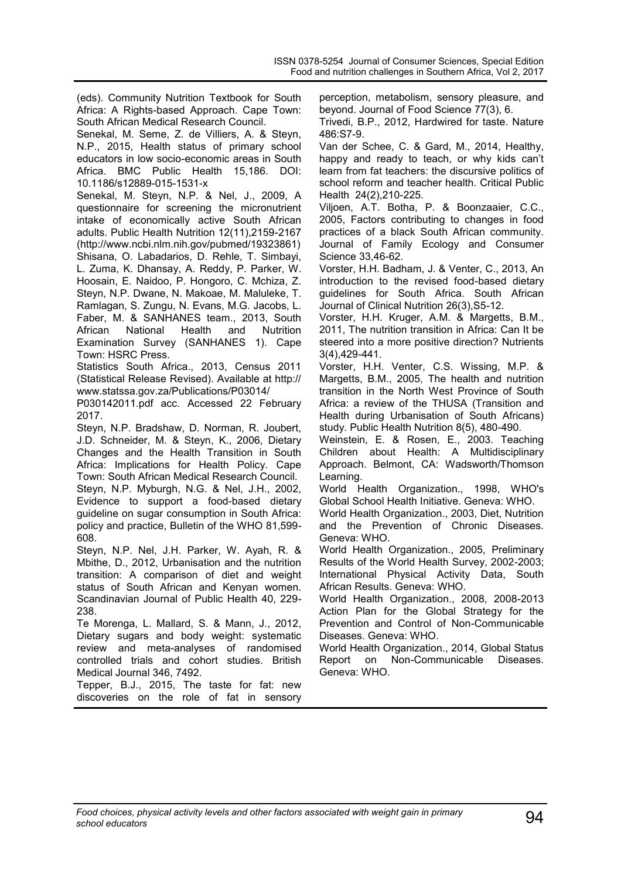(eds). Community Nutrition Textbook for South Africa: A Rights-based Approach. Cape Town: South African Medical Research Council.

Senekal, M. Seme, Z. de Villiers, A. & Steyn, N.P., 2015, Health status of primary school educators in low socio-economic areas in South Africa. BMC Public Health 15,186. DOI: 10.1186/s12889-015-1531-x

Senekal, M. Steyn, N.P. & Nel, J., 2009, A questionnaire for screening the micronutrient intake of economically active South African adults. Public Health Nutrition 12(11),2159-2167 (http://www.ncbi.nlm.nih.gov/pubmed/19323861)

Shisana, O. Labadarios, D. Rehle, T. Simbayi, L. Zuma, K. Dhansay, A. Reddy, P. Parker, W. Hoosain, E. Naidoo, P. Hongoro, C. Mchiza, Z. Steyn, N.P. Dwane, N. Makoae, M. Maluleke, T. Ramlagan, S. Zungu, N. Evans, M.G. Jacobs, L. Faber, M. & SANHANES team., 2013, South African National Health and Nutrition Examination Survey (SANHANES 1). Cape Town: HSRC Press.

Statistics South Africa., 2013, Census 2011 (Statistical Release Revised). Available at http:// www.statssa.gov.za/Publications/P03014/ P030142011.pdf acc. Accessed 22 February 2017.

Steyn, N.P. Bradshaw, D. Norman, R. Joubert, J.D. Schneider, M. & Steyn, K., 2006, Dietary Changes and the Health Transition in South Africa: Implications for Health Policy. Cape Town: South African Medical Research Council.

Steyn, N.P. Myburgh, N.G. & Nel, J.H., 2002, Evidence to support a food-based dietary guideline on sugar consumption in South Africa: policy and practice, Bulletin of the WHO 81,599-608.

Steyn, N.P. Nel, J.H. Parker, W. Ayah, R. & Mbithe, D., 2012, Urbanisation and the nutrition transition: A comparison of diet and weight status of South African and Kenyan women. Scandinavian Journal of Public Health 40, 229-238.

Te Morenga, L. Mallard, S. & Mann, J., 2012, Dietary sugars and body weight: systematic review and meta-analyses of randomised controlled trials and cohort studies. British Medical Journal 346, 7492.

Tepper, B.J., 2015, The taste for fat: new discoveries on the role of fat in sensory perception, metabolism, sensory pleasure, and beyond. Journal of Food Science 77(3), 6.

Trivedi, B.P., 2012, Hardwired for taste. Nature 486:S7-9.

Van der Schee, C. & Gard, M., 2014, Healthy, happy and ready to teach, or why kids can't learn from fat teachers: the discursive politics of school reform and teacher health. Critical Public Health 24(2),210-225.

Viljoen, A.T. Botha, P. & Boonzaaier, C.C., 2005, Factors contributing to changes in food practices of a black South African community. Journal of Family Ecology and Consumer Science 33,46-62.

Vorster, H.H. Badham, J. & Venter, C., 2013, An introduction to the revised food-based dietary guidelines for South Africa. South African Journal of Clinical Nutrition 26(3),S5-12.

Vorster, H.H. Kruger, A.M. & Margetts, B.M., 2011, The nutrition transition in Africa: Can It be steered into a more positive direction? Nutrients 3(4),429-441.

Vorster, H.H. Venter, C.S. Wissing, M.P. & Margetts, B.M., 2005, The health and nutrition transition in the North West Province of South Africa: a review of the THUSA (Transition and Health during Urbanisation of South Africans) study. Public Health Nutrition 8(5), 480-490.

Weinstein, E. & Rosen, E., 2003. Teaching Children about Health: A Multidisciplinary Approach. Belmont, CA: Wadsworth/Thomson Learning.

World Health Organization., 1998, WHO's Global School Health Initiative. Geneva: WHO.

World Health Organization., 2003, Diet, Nutrition and the Prevention of Chronic Diseases. Geneva: WHO.

World Health Organization., 2005, Preliminary Results of the World Health Survey, 2002-2003; International Physical Activity Data, South African Results. Geneva: WHO.

World Health Organization., 2008, 2008-2013 Action Plan for the Global Strategy for the Prevention and Control of Non-Communicable Diseases. Geneva: WHO.

World Health Organization., 2014, Global Status Report on Non-Communicable Diseases. Geneva: WHO.